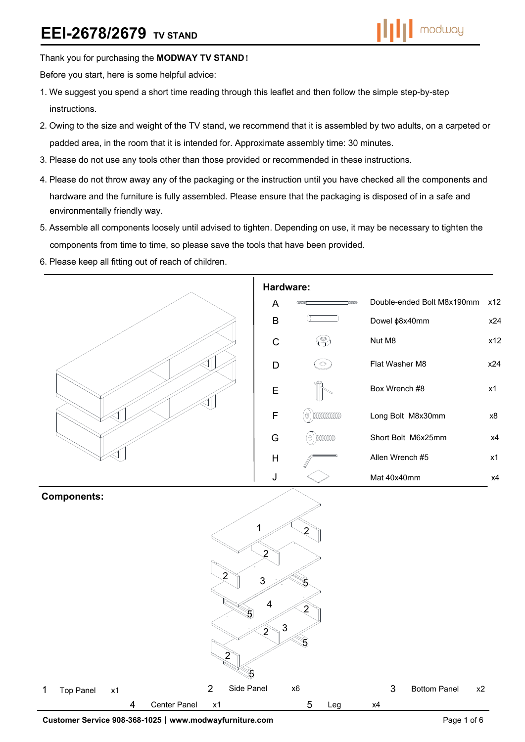# EEI-2678/2679 TV STAND

Thank you for purchasing the **MODWAY TV STAND!**

Before you start, here is some helpful advice:

1. We suggest you spend a short time reading through this leaflet and then follow the simple step-by-step instructions.
2. Owing to the size and weight of the TV stand, we recommend that it is assembled by two adults, on a carpeted or padded area, in the room that it is intended for. Approximate assembly time: 30 minutes.
3. Please do not use any tools other than those provided or recommended in these instructions.
4. Please do not throw away any of the packaging or the instruction until you have checked all the components and hardware and the furniture is fully assembled. Please ensure that the packaging is disposed of in a safe and environmentally friendly way.
5. Assemble all components loosely until advised to tighten. Depending on use, it may be necessary to tighten the components from time to time, so please save the tools that have been provided.
6. Please keep all fitting out of reach of children.

## Hardware:

| | Description | Qty |
|---|---|---|
| A | Double-ended Bolt M8x190mm | x12 |
| B | Dowel ϕ8x40mm | x24 |
| C | Nut M8 | x12 |
| D | Flat Washer M8 | x24 |
| E | Box Wrench #8 | x1 |
| F | Long Bolt M8x30mm | x8 |
| G | Short Bolt M6x25mm | x4 |
| H | Allen Wrench #5 | x1 |
| J | Mat 40x40mm | x4 |

## Components:

| No. | Component | Qty |
|---|---|---|
| 1 | Top Panel | x1 |
| 2 | Side Panel | x6 |
| 3 | Bottom Panel | x2 |
| 4 | Center Panel | x1 |
| 5 | Leg | x4 |

**Customer Service 908-368-1025 | www.modwayfurniture.com**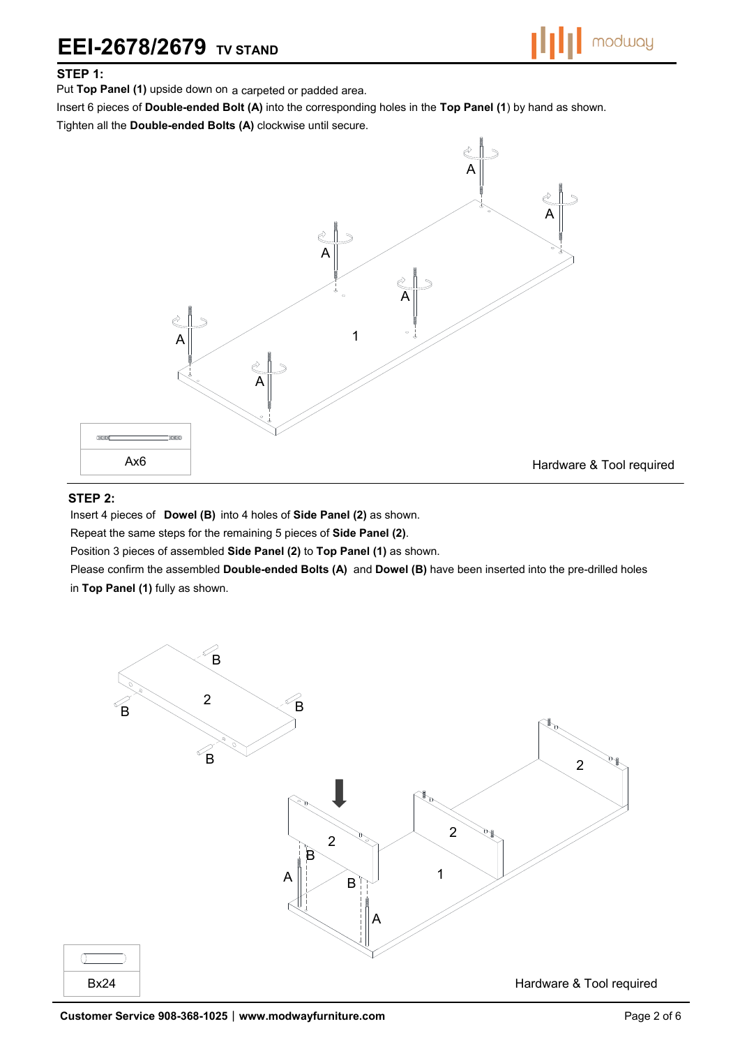# EEI-2678/2679 TV STAND

### STEP 1:

Put **Top Panel (1)** upside down on a carpeted or padded area.

Insert 6 pieces of **Double-ended Bolt (A)** into the corresponding holes in the **Top Panel (1)** by hand as shown.

Tighten all the **Double-ended Bolts (A)** clockwise until secure.

Ax6

Hardware & Tool required

### STEP 2:

Insert 4 pieces of **Dowel (B)** into 4 holes of **Side Panel (2)** as shown.

Repeat the same steps for the remaining 5 pieces of **Side Panel (2)**.

Position 3 pieces of assembled **Side Panel (2)** to **Top Panel (1)** as shown.

Please confirm the assembled **Double-ended Bolts (A)** and **Dowel (B)** have been inserted into the pre-drilled holes in **Top Panel (1)** fully as shown.

Bx24

Hardware & Tool required

**Customer Service 908-368-1025** | **www.modwayfurniture.com**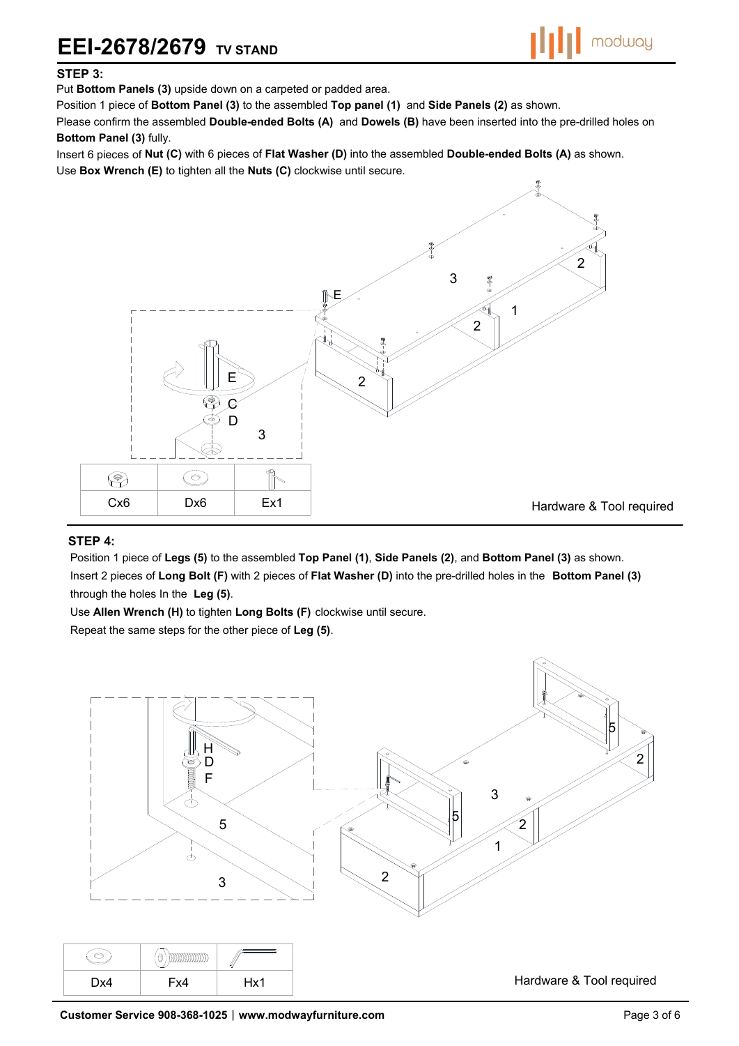# EEI-2678/2679 TV STAND

### STEP 3:

Put **Bottom Panels (3)** upside down on a carpeted or padded area.

Position 1 piece of **Bottom Panel (3)** to the assembled **Top panel (1)** and **Side Panels (2)** as shown.

Please confirm the assembled **Double-ended Bolts (A)** and **Dowels (B)** have been inserted into the pre-drilled holes on **Bottom Panel (3)** fully.

Insert 6 pieces of **Nut (C)** with 6 pieces of **Flat Washer (D)** into the assembled **Double-ended Bolts (A)** as shown.

Use **Box Wrench (E)** to tighten all the **Nuts (C)** clockwise until secure.

| Cx6 | Dx6 | Ex1 |
|---|---|---|

Hardware & Tool required

### STEP 4:

Position 1 piece of **Legs (5)** to the assembled **Top Panel (1)**, **Side Panels (2)**, and **Bottom Panel (3)** as shown.

Insert 2 pieces of **Long Bolt (F)** with 2 pieces of **Flat Washer (D)** into the pre-drilled holes in the **Bottom Panel (3)** through the holes In the **Leg (5)**.

Use **Allen Wrench (H)** to tighten **Long Bolts (F)** clockwise until secure.

Repeat the same steps for the other piece of **Leg (5)**.

| Dx4 | Fx4 | Hx1 |
|---|---|---|

Hardware & Tool required

**Customer Service 908-368-1025 | www.modwayfurniture.com**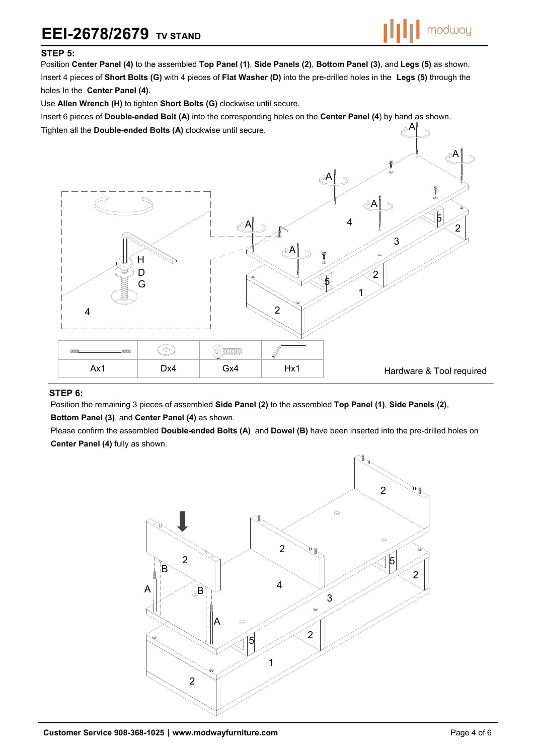## STEP 5:

Position **Center Panel (4)** to the assembled **Top Panel (1)**, **Side Panels (2)**, **Bottom Panel (3)**, and **Legs (5)** as shown.
Insert 4 pieces of **Short Bolts (G)** with 4 pieces of **Flat Washer (D)** into the pre-drilled holes in the **Legs (5)** through the holes In the **Center Panel (4)**.
Use **Allen Wrench (H)** to tighten **Short Bolts (G)** clockwise until secure.
Insert 6 pieces of **Double-ended Bolt (A)** into the corresponding holes on the **Center Panel (4)** by hand as shown.
Tighten all the **Double-ended Bolts (A)** clockwise until secure.

| Ax1 | Dx4 | Gx4 | Hx1 |
|---|---|---|---|

Hardware & Tool required

## STEP 6:

Position the remaining 3 pieces of assembled **Side Panel (2)** to the assembled **Top Panel (1)**, **Side Panels (2)**, **Bottom Panel (3)**, and **Center Panel (4)** as shown.
Please confirm the assembled **Double-ended Bolts (A)** and **Dowel (B)** have been inserted into the pre-drilled holes on **Center Panel (4)** fully as shown.

Customer Service 908-368-1025 | www.modwayfurniture.com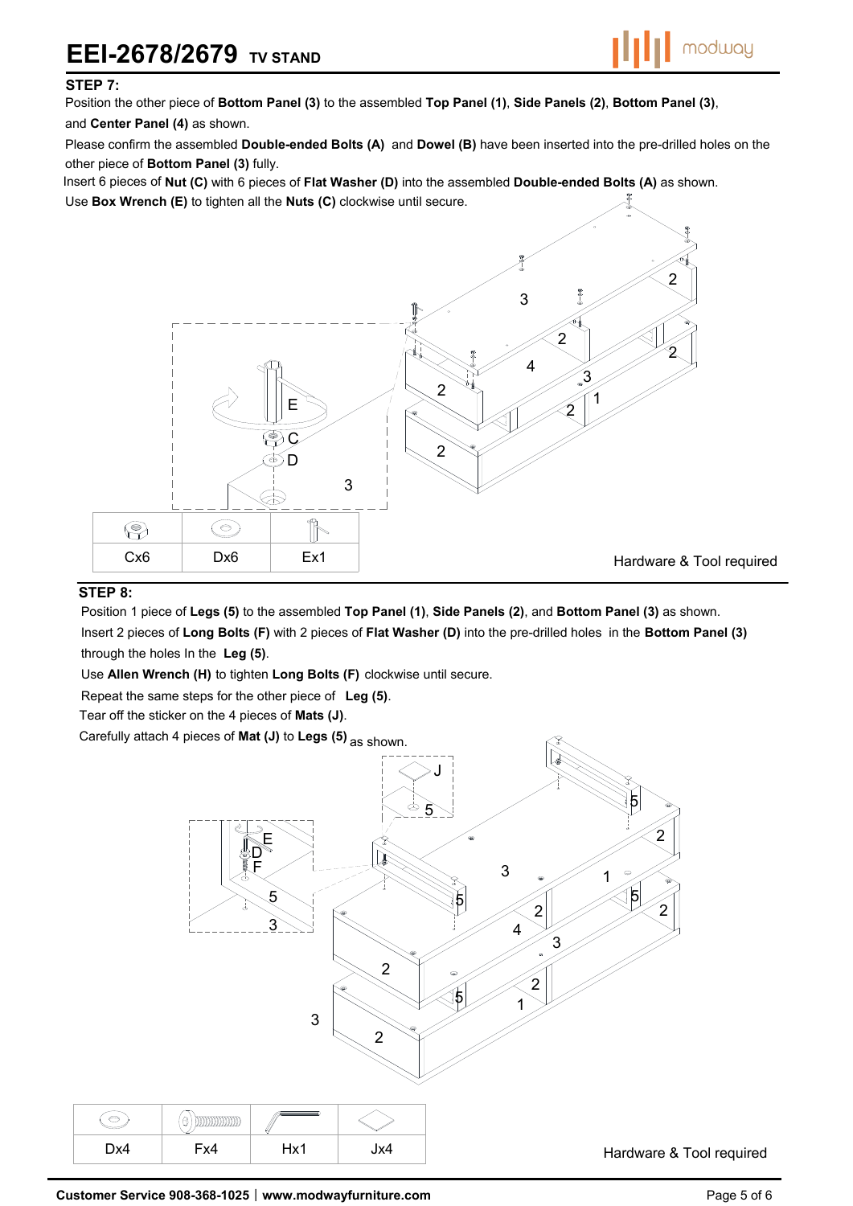# EEI-2678/2679 TV STAND

## STEP 7:

Position the other piece of **Bottom Panel (3)** to the assembled **Top Panel (1)**, **Side Panels (2)**, **Bottom Panel (3)**, and **Center Panel (4)** as shown.

Please confirm the assembled **Double-ended Bolts (A)** and **Dowel (B)** have been inserted into the pre-drilled holes on the other piece of **Bottom Panel (3)** fully.

Insert 6 pieces of **Nut (C)** with 6 pieces of **Flat Washer (D)** into the assembled **Double-ended Bolts (A)** as shown.

Use **Box Wrench (E)** to tighten all the **Nuts (C)** clockwise until secure.

| Cx6 | Dx6 | Ex1 |
|---|---|---|

Hardware & Tool required

## STEP 8:

Position 1 piece of **Legs (5)** to the assembled **Top Panel (1)**, **Side Panels (2)**, and **Bottom Panel (3)** as shown.

Insert 2 pieces of **Long Bolts (F)** with 2 pieces of **Flat Washer (D)** into the pre-drilled holes in the **Bottom Panel (3)** through the holes In the **Leg (5)**.

Use **Allen Wrench (H)** to tighten **Long Bolts (F)** clockwise until secure.

Repeat the same steps for the other piece of **Leg (5)**.

Tear off the sticker on the 4 pieces of **Mats (J)**.

Carefully attach 4 pieces of **Mat (J)** to **Legs (5)** as shown.

| Dx4 | Fx4 | Hx1 | Jx4 |
|---|---|---|---|

Hardware & Tool required

**Customer Service 908-368-1025** | **www.modwayfurniture.com**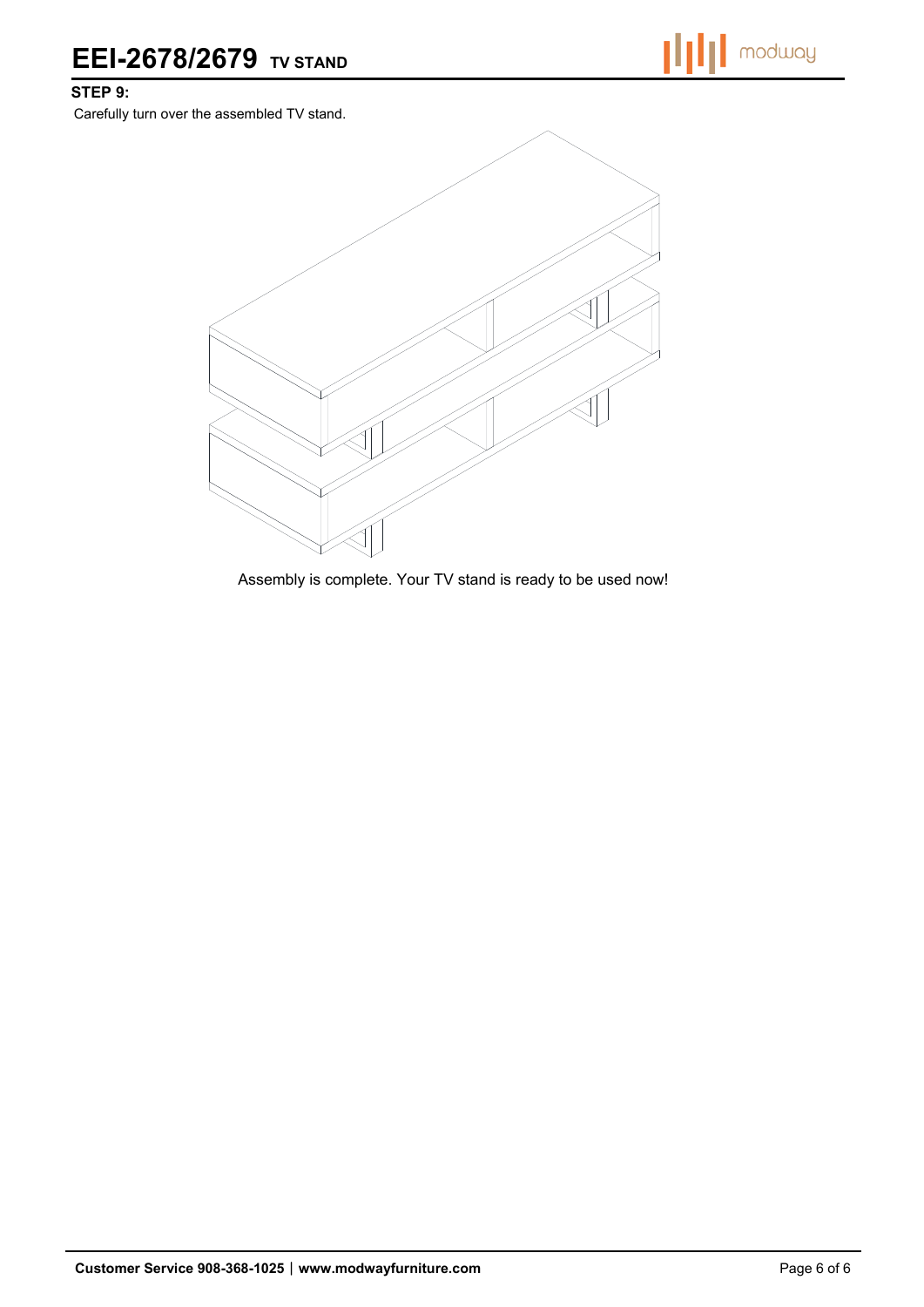**STEP 9:**

Carefully turn over the assembled TV stand.

Assembly is complete. Your TV stand is ready to be used now!